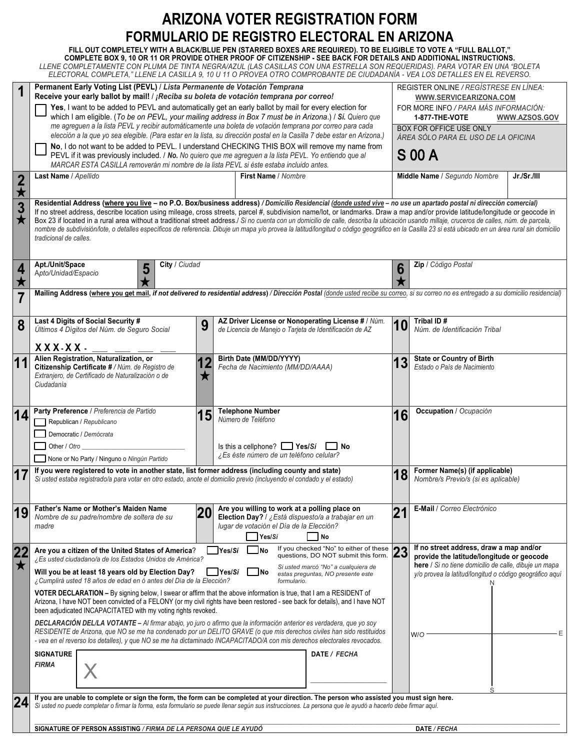# ARIZONA VOTER REGISTRATION FORM
# FORMULARIO DE REGISTRO ELECTORAL EN ARIZONA

**FILL OUT COMPLETELY WITH A BLACK/BLUE PEN (STARRED BOXES ARE REQUIRED). TO BE ELIGIBLE TO VOTE A "FULL BALLOT," COMPLETE BOX 9, 10 OR 11 OR PROVIDE OTHER PROOF OF CITIZENSHIP - SEE BACK FOR DETAILS AND ADDITIONAL INSTRUCTIONS.**

*LLENE COMPLETAMENTE CON PLUMA DE TINTA NEGRA/AZUL (LAS CASILLAS CON UNA ESTRELLA SON REQUERIDAS). PARA VOTAR EN UNA "BOLETA ELECTORAL COMPLETA," LLENE LA CASILLA 9, 10 U 11 O PROVEA OTRO COMPROBANTE DE CIUDADANÍA - VEA LOS DETALLES EN EL REVERSO.*

**1** **Permanent Early Voting List (PEVL)** / *Lista Permanente de Votación Temprana*
**Receive your early ballot by mail!** / *¡Reciba su boleta de votación temprana por correo!*

☐ **Yes**, I want to be added to PEVL and automatically get an early ballot by mail for every election for which I am eligible. (*To be on PEVL, your mailing address in Box 7 must be in Arizona*.) / ***Sí.*** *Quiero que me agreguen a la lista PEVL y recibir automáticamente una boleta de votación temprana por correo para cada elección a la que yo sea elegible. (Para estar en la lista, su dirección postal en la Casilla 7 debe estar en Arizona.)*

☐ **No**, I do not want to be added to PEVL. I understand CHECKING THIS BOX will remove my name from PEVL if it was previously included. / ***No.*** *No quiero que me agreguen a la lista PEVL. Yo entiendo que al MARCAR ESTA CASILLA removerán mi nombre de la lista PEVL si éste estaba incluido antes.*

REGISTER ONLINE / *REGÍSTRESE EN LÍNEA:* **WWW.SERVICEARIZONA.COM**
FOR MORE INFO / *PARA MÁS INFORMACIÓN:* **1-877-THE-VOTE** **WWW.AZSOS.GOV**

BOX FOR OFFICE USE ONLY
*ÁREA SÓLO PARA EL USO DE LA OFICINA*

**S 00 A**

**2★** **Last Name** / *Apellido* | **First Name** / *Nombre* | **Middle Name** / *Segundo Nombre* | **Jr./Sr./III**

**3★** **Residential Address (where you live – no P.O. Box/business address)** / ***Domicilio Residencial (donde usted vive – no use un apartado postal ni dirección comercial)***
If no street address, describe location using mileage, cross streets, parcel #, subdivision name/lot, or landmarks. Draw a map and/or provide latitude/longitude or geocode in Box 23 if located in a rural area without a traditional street address./ *Si no cuenta con un domicilio de calle, describa la ubicación usando millaje, cruceros de calles, núm. de parcela, nombre de subdivisión/lote, o detalles específicos de referencia. Dibuje un mapa y/o provea la latitud/longitud o código geográfico en la Casilla 23 si está ubicado en un área rural sin domicilio tradicional de calles.*

**4★** **Apt./Unit/Space** *Apto/Unidad/Espacio* | **5★** **City** / *Ciudad* | **6★** **Zip** / *Código Postal*

**7** **Mailing Address (where you get mail, *if not delivered to residential address*)** / ***Dirección Postal*** *(donde usted recibe su correo, si su correo no es entregado a su domicilio residencial)*

**8** **Last 4 Digits of Social Security #** *Últimos 4 Dígitos del Núm. de Seguro Social*
**X X X - X X - \_\_\_ \_\_\_ \_\_\_ \_\_\_**

**9** **AZ Driver License or Nonoperating License #** / *Núm. de Licencia de Manejo o Tarjeta de Identificación de AZ*

**10** **Tribal ID #** *Núm. de Identificación Tribal*

**11** **Alien Registration, Naturalization, or Citizenship Certificate #** / *Núm. de Registro de Extranjero, de Certificado de Naturalización o de Ciudadanía*

**12★** **Birth Date (MM/DD/YYYY)** *Fecha de Nacimiento (MM/DD/AAAA)*

**13** **State or Country of Birth** *Estado o País de Nacimiento*

**14** **Party Preference** / *Preferencia de Partido*
- ☐ Republican / *Republicano*
- ☐ Democratic / *Demócrata*
- ☐ Other / *Otro* \_\_\_\_\_\_\_\_\_\_\_\_\_\_\_\_
- ☐ None or No Party / *Ninguno o Ningún Partido*

**15** **Telephone Number** *Número de Teléfono*
Is this a cellphone? ☐ **Yes/*Sí*** ☐ **No**
*¿Es éste número de un teléfono celular?*

**16** **Occupation** / *Ocupación*

**17** **If you were registered to vote in another state, list former address (including county and state)**
*Si usted estaba registrado/a para votar en otro estado, anote el domicilio previo (incluyendo el condado y el estado)*

**18** **Former Name(s) (if applicable)** *Nombre/s Previo/s (si es aplicable)*

**19** **Father's Name or Mother's Maiden Name** *Nombre de su padre/nombre de soltera de su madre*

**20** **Are you willing to work at a polling place on Election Day?** / *¿Está dispuesto/a a trabajar en un lugar de votación el Día de la Elección?*
☐ **Yes/*Sí*** ☐ **No**

**21** **E-Mail** / *Correo Electrónico*

**22★** **Are you a citizen of the United States of America?** ☐ **Yes/*Sí*** ☐ **No**
*¿Es usted ciudadano/a de los Estados Unidos de América?*

**Will you be at least 18 years old by Election Day?** ☐ **Yes/*Sí*** ☐ **No**
*¿Cumplirá usted 18 años de edad en ó antes del Día de la Elección?*

If you checked "No" to either of these questions, DO NOT submit this form.
*Si usted marcó "No" a cualquiera de estas preguntas, NO presente este formulario.*

**VOTER DECLARATION –** By signing below, I swear or affirm that the above information is true, that I am a RESIDENT of Arizona, I have NOT been convicted of a FELONY (or my civil rights have been restored - see back for details), and I have NOT been adjudicated INCAPACITATED with my voting rights revoked.

***DECLARACIÓN DEL/LA VOTANTE –*** *Al firmar abajo, yo juro o afirmo que la información anterior es verdadera, que yo soy RESIDENTE de Arizona, que NO se me ha condenado por un DELITO GRAVE (o que mis derechos civiles han sido restituidos - vea en el reverso los detalles), y que NO se me ha dictaminado INCAPACITADO/A con mis derechos electorales revocados.*

**SIGNATURE** ***FIRMA*** X

**DATE /** ***FECHA*** \_\_\_\_\_\_\_\_\_\_\_\_\_\_\_\_

**23** **If no street address, draw a map and/or provide the latitude/longitude or geocode here** / *Si no tiene domicilio de calle, dibuje un mapa y/o provea la latitud/longitud o código geográfico aquí*

N
W/O — E
S

**24** **If you are unable to complete or sign the form, the form can be completed at your direction. The person who assisted you must sign here.**
*Si usted no puede completar o firmar la forma, esta formulario se puede llenar según sus instrucciones. La persona que le ayudó a hacerlo debe firmar aquí.*

**SIGNATURE OF PERSON ASSISTING** ***/ FIRMA DE LA PERSONA QUE LE AYUDÓ*** **DATE** ***/ FECHA***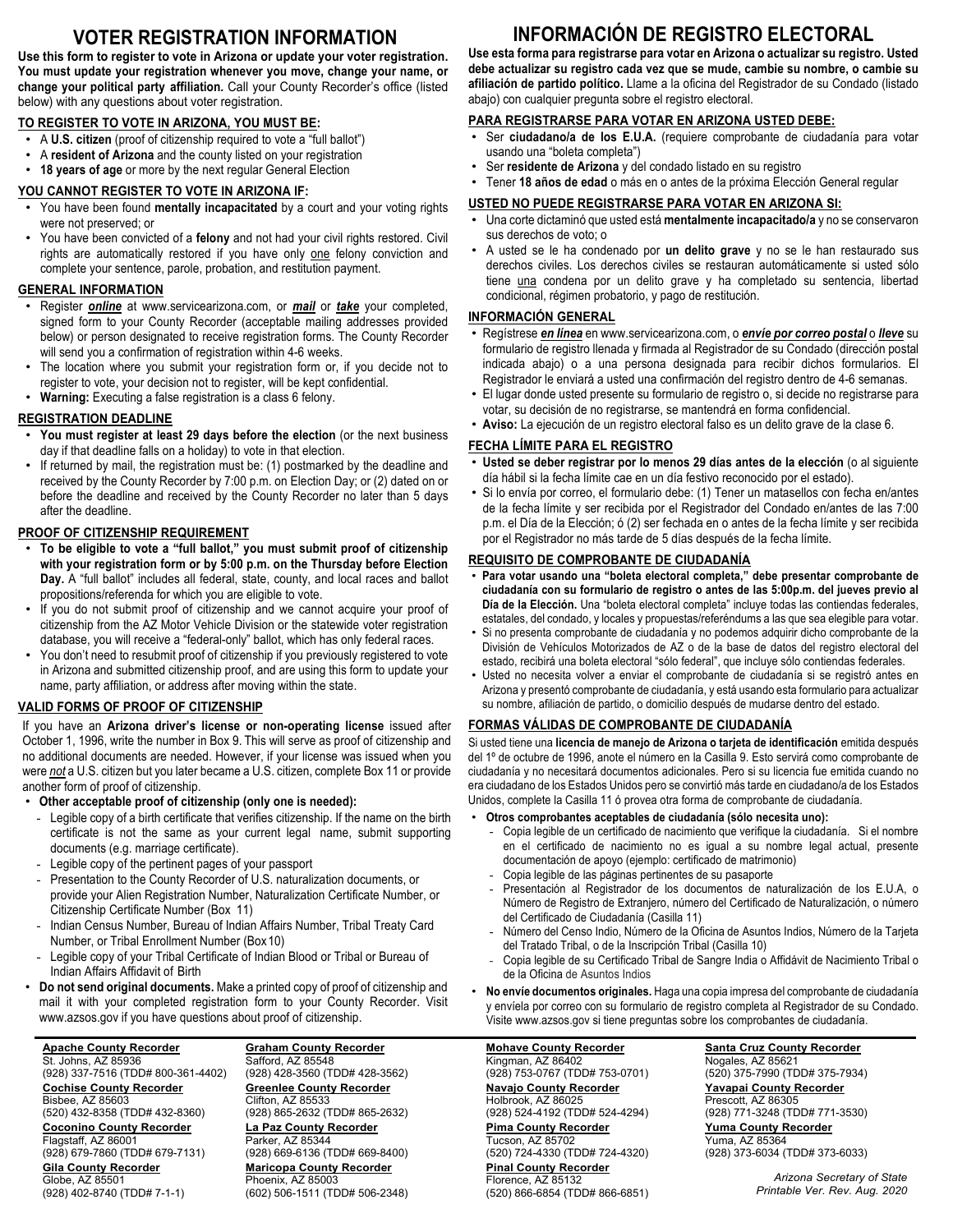# VOTER REGISTRATION INFORMATION

**Use this form to register to vote in Arizona or update your voter registration. You must update your registration whenever you move, change your name, or change your political party affiliation.** Call your County Recorder's office (listed below) with any questions about voter registration.

## TO REGISTER TO VOTE IN ARIZONA, YOU MUST BE:

- A **U.S. citizen** (proof of citizenship required to vote a "full ballot")
- A **resident of Arizona** and the county listed on your registration
- **18 years of age** or more by the next regular General Election

## YOU CANNOT REGISTER TO VOTE IN ARIZONA IF:

- You have been found **mentally incapacitated** by a court and your voting rights were not preserved; or
- You have been convicted of a **felony** and not had your civil rights restored. Civil rights are automatically restored if you have only one felony conviction and complete your sentence, parole, probation, and restitution payment.

## GENERAL INFORMATION

- Register ***online*** at www.servicearizona.com, or ***mail*** or ***take*** your completed, signed form to your County Recorder (acceptable mailing addresses provided below) or person designated to receive registration forms. The County Recorder will send you a confirmation of registration within 4-6 weeks.
- The location where you submit your registration form or, if you decide not to register to vote, your decision not to register, will be kept confidential.
- **Warning:** Executing a false registration is a class 6 felony.

## REGISTRATION DEADLINE

- **You must register at least 29 days before the election** (or the next business day if that deadline falls on a holiday) to vote in that election.
- If returned by mail, the registration must be: (1) postmarked by the deadline and received by the County Recorder by 7:00 p.m. on Election Day; or (2) dated on or before the deadline and received by the County Recorder no later than 5 days after the deadline.

## PROOF OF CITIZENSHIP REQUIREMENT

- **To be eligible to vote a "full ballot," you must submit proof of citizenship with your registration form or by 5:00 p.m. on the Thursday before Election Day.** A "full ballot" includes all federal, state, county, and local races and ballot propositions/referenda for which you are eligible to vote.
- If you do not submit proof of citizenship and we cannot acquire your proof of citizenship from the AZ Motor Vehicle Division or the statewide voter registration database, you will receive a "federal-only" ballot, which has only federal races.
- You don't need to resubmit proof of citizenship if you previously registered to vote in Arizona and submitted citizenship proof, and are using this form to update your name, party affiliation, or address after moving within the state.

## VALID FORMS OF PROOF OF CITIZENSHIP

If you have an **Arizona driver's license or non-operating license** issued after October 1, 1996, write the number in Box 9. This will serve as proof of citizenship and no additional documents are needed. However, if your license was issued when you were ***not*** a U.S. citizen but you later became a U.S. citizen, complete Box 11 or provide another form of proof of citizenship.

- **Other acceptable proof of citizenship (only one is needed):**
  - Legible copy of a birth certificate that verifies citizenship. If the name on the birth certificate is not the same as your current legal name, submit supporting documents (e.g. marriage certificate).
  - Legible copy of the pertinent pages of your passport
  - Presentation to the County Recorder of U.S. naturalization documents, or provide your Alien Registration Number, Naturalization Certificate Number, or Citizenship Certificate Number (Box 11)
  - Indian Census Number, Bureau of Indian Affairs Number, Tribal Treaty Card Number, or Tribal Enrollment Number (Box 10)
  - Legible copy of your Tribal Certificate of Indian Blood or Tribal or Bureau of Indian Affairs Affidavit of Birth
- **Do not send original documents.** Make a printed copy of proof of citizenship and mail it with your completed registration form to your County Recorder. Visit www.azsos.gov if you have questions about proof of citizenship.

# INFORMACIÓN DE REGISTRO ELECTORAL

**Use esta forma para registrarse para votar en Arizona o actualizar su registro. Usted debe actualizar su registro cada vez que se mude, cambie su nombre, o cambie su afiliación de partido político.** Llame a la oficina del Registrador de su Condado (listado abajo) con cualquier pregunta sobre el registro electoral.

## PARA REGISTRARSE PARA VOTAR EN ARIZONA USTED DEBE:

- Ser **ciudadano/a de los E.U.A.** (requiere comprobante de ciudadanía para votar usando una "boleta completa")
- Ser **residente de Arizona** y del condado listado en su registro
- Tener **18 años de edad** o más en o antes de la próxima Elección General regular

## USTED NO PUEDE REGISTRARSE PARA VOTAR EN ARIZONA SI:

- Una corte dictaminó que usted está **mentalmente incapacitado/a** y no se conservaron sus derechos de voto; o
- A usted se le ha condenado por **un delito grave** y no se le han restaurado sus derechos civiles. Los derechos civiles se restauran automáticamente si usted sólo tiene una condena por un delito grave y ha completado su sentencia, libertad condicional, régimen probatorio, y pago de restitución.

## INFORMACIÓN GENERAL

- Regístrese ***en línea*** en www.servicearizona.com, o ***envíe por correo postal*** o ***lleve*** su formulario de registro llenada y firmada al Registrador de su Condado (dirección postal indicada abajo) o a una persona designada para recibir dichos formularios. El Registrador le enviará a usted una confirmación del registro dentro de 4-6 semanas.
- El lugar donde usted presente su formulario de registro o, si decide no registrarse para votar, su decisión de no registrarse, se mantendrá en forma confidencial.
- **Aviso:** La ejecución de un registro electoral falso es un delito grave de la clase 6.

## FECHA LÍMITE PARA EL REGISTRO

- **Usted se deber registrar por lo menos 29 días antes de la elección** (o al siguiente día hábil si la fecha límite cae en un día festivo reconocido por el estado).
- Si lo envía por correo, el formulario debe: (1) Tener un matasellos con fecha en/antes de la fecha límite y ser recibida por el Registrador del Condado en/antes de las 7:00 p.m. el Día de la Elección; ó (2) ser fechada en o antes de la fecha límite y ser recibida por el Registrador no más tarde de 5 días después de la fecha límite.

## REQUISITO DE COMPROBANTE DE CIUDADANÍA

- **Para votar usando una "boleta electoral completa," debe presentar comprobante de ciudadanía con su formulario de registro o antes de las 5:00p.m. del jueves previo al Día de la Elección.** Una "boleta electoral completa" incluye todas las contiendas federales, estatales, del condado, y locales y propuestas/referéndums a las que sea elegible para votar.
- Si no presenta comprobante de ciudadanía y no podemos adquirir dicho comprobante de la División de Vehículos Motorizados de AZ o de la base de datos del registro electoral del estado, recibirá una boleta electoral "sólo federal", que incluye sólo contiendas federales.
- Usted no necesita volver a enviar el comprobante de ciudadanía si se registró antes en Arizona y presentó comprobante de ciudadanía, y está usando este formulario para actualizar su nombre, afiliación de partido, o domicilio después de mudarse dentro del estado.

## FORMAS VÁLIDAS DE COMPROBANTE DE CIUDADANÍA

Si usted tiene una **licencia de manejo de Arizona o tarjeta de identificación** emitida después del 1º de octubre de 1996, anote el número en la Casilla 9. Esto servirá como comprobante de ciudadanía y no necesitará documentos adicionales. Pero si su licencia fue emitida cuando no era ciudadano de los Estados Unidos pero se convirtió más tarde en ciudadano/a de los Estados Unidos, complete la Casilla 11 ó provea otra forma de comprobante de ciudadanía.

- **Otros comprobantes aceptables de ciudadanía (sólo necesita uno):**
  - Copia legible de un certificado de nacimiento que verifique la ciudadanía. Si el nombre en el certificado de nacimiento no es igual a su nombre legal actual, presente documentación de apoyo (ejemplo: certificado de matrimonio)
  - Copia legible de las páginas pertinentes de su pasaporte
  - Presentación al Registrador de los documentos de naturalización de los E.U.A, o Número de Registro de Extranjero, número del Certificado de Naturalización, o número del Certificado de Ciudadanía (Casilla 11)
  - Número del Censo Indio, Número de la Oficina de Asuntos Indios, Número de la Tarjeta del Tratado Tribal, o de la Inscripción Tribal (Casilla 10)
  - Copia legible de su Certificado Tribal de Sangre India o Affidávit de Nacimiento Tribal o de la Oficina de Asuntos Indios
- **No envíe documentos originales.** Haga una copia impresa del comprobante de ciudadanía y envíela por correo con su formulario de registro completa al Registrador de su Condado. Visite www.azsos.gov si tiene preguntas sobre los comprobantes de ciudadanía.

**Apache County Recorder**
St. Johns, AZ 85936
(928) 337-7516 (TDD# 800-361-4402)

**Cochise County Recorder**
Bisbee, AZ 85603
(520) 432-8358 (TDD# 432-8360)

**Coconino County Recorder**
Flagstaff, AZ 86001
(928) 679-7860 (TDD# 679-7131)

**Gila County Recorder**
Globe, AZ 85501
(928) 402-8740 (TDD# 7-1-1)

**Graham County Recorder**
Safford, AZ 85548
(928) 428-3560 (TDD# 428-3562)

**Greenlee County Recorder**
Clifton, AZ 85533
(928) 865-2632 (TDD# 865-2632)

**La Paz County Recorder**
Parker, AZ 85344
(928) 669-6136 (TDD# 669-8400)

**Maricopa County Recorder**
Phoenix, AZ 85003
(602) 506-1511 (TDD# 506-2348)

**Mohave County Recorder**
Kingman, AZ 86402
(928) 753-0767 (TDD# 753-0701)

**Navajo County Recorder**
Holbrook, AZ 86025
(928) 524-4192 (TDD# 524-4294)

**Pima County Recorder**
Tucson, AZ 85702
(520) 724-4330 (TDD# 724-4320)

**Pinal County Recorder**
Florence, AZ 85132
(520) 866-6854 (TDD# 866-6851)

**Santa Cruz County Recorder**
Nogales, AZ 85621
(520) 375-7990 (TDD# 375-7934)

**Yavapai County Recorder**
Prescott, AZ 86305
(928) 771-3248 (TDD# 771-3530)

**Yuma County Recorder**
Yuma, AZ 85364
(928) 373-6034 (TDD# 373-6033)

*Arizona Secretary of State*
*Printable Ver. Rev. Aug. 2020*